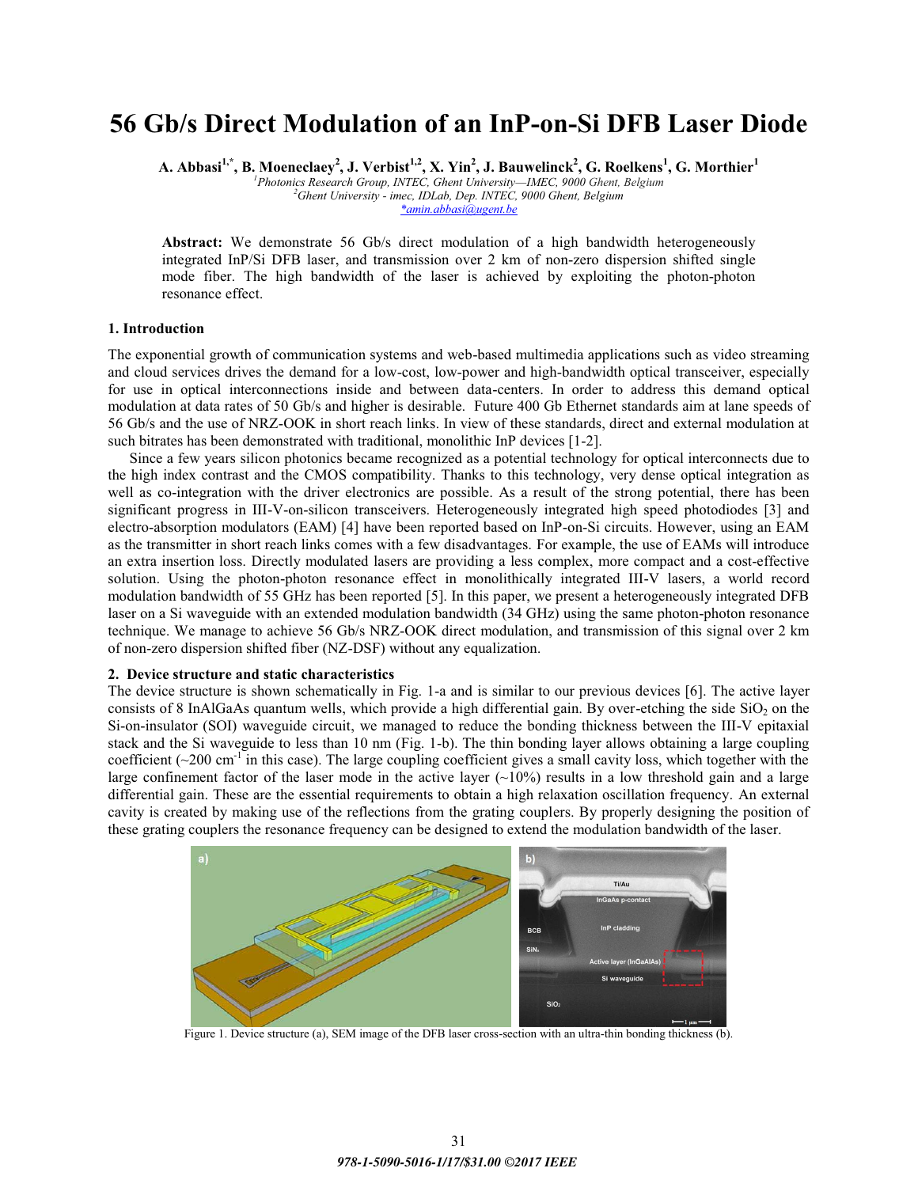# 56 Gb/s Direct Modulation of an InP-on-Si DFB Laser Diode

**A. Abbasi[1,*], B. Moeneclaey[2], J. Verbist[1,2], X. Yin[2], J. Bauwelinck[2], G. Roelkens[1], G. Morthier[1]**

[1]*Photonics Research Group, INTEC, Ghent University—IMEC, 9000 Ghent, Belgium*
[2]*Ghent University - imec, IDLab, Dep. INTEC, 9000 Ghent, Belgium*
*\*amin.abbasi@ugent.be*

**Abstract:** We demonstrate 56 Gb/s direct modulation of a high bandwidth heterogeneously integrated InP/Si DFB laser, and transmission over 2 km of non-zero dispersion shifted single mode fiber. The high bandwidth of the laser is achieved by exploiting the photon-photon resonance effect.

## 1. Introduction

The exponential growth of communication systems and web-based multimedia applications such as video streaming and cloud services drives the demand for a low-cost, low-power and high-bandwidth optical transceiver, especially for use in optical interconnections inside and between data-centers. In order to address this demand optical modulation at data rates of 50 Gb/s and higher is desirable. Future 400 Gb Ethernet standards aim at lane speeds of 56 Gb/s and the use of NRZ-OOK in short reach links. In view of these standards, direct and external modulation at such bitrates has been demonstrated with traditional, monolithic InP devices [1-2].

Since a few years silicon photonics became recognized as a potential technology for optical interconnects due to the high index contrast and the CMOS compatibility. Thanks to this technology, very dense optical integration as well as co-integration with the driver electronics are possible. As a result of the strong potential, there has been significant progress in III-V-on-silicon transceivers. Heterogeneously integrated high speed photodiodes [3] and electro-absorption modulators (EAM) [4] have been reported based on InP-on-Si circuits. However, using an EAM as the transmitter in short reach links comes with a few disadvantages. For example, the use of EAMs will introduce an extra insertion loss. Directly modulated lasers are providing a less complex, more compact and a cost-effective solution. Using the photon-photon resonance effect in monolithically integrated III-V lasers, a world record modulation bandwidth of 55 GHz has been reported [5]. In this paper, we present a heterogeneously integrated DFB laser on a Si waveguide with an extended modulation bandwidth (34 GHz) using the same photon-photon resonance technique. We manage to achieve 56 Gb/s NRZ-OOK direct modulation, and transmission of this signal over 2 km of non-zero dispersion shifted fiber (NZ-DSF) without any equalization.

## 2. Device structure and static characteristics

The device structure is shown schematically in Fig. 1-a and is similar to our previous devices [6]. The active layer consists of 8 InAlGaAs quantum wells, which provide a high differential gain. By over-etching the side $SiO_2$ on the Si-on-insulator (SOI) waveguide circuit, we managed to reduce the bonding thickness between the III-V epitaxial stack and the Si waveguide to less than 10 nm (Fig. 1-b). The thin bonding layer allows obtaining a large coupling coefficient (~200 $cm^{-1}$ in this case). The large coupling coefficient gives a small cavity loss, which together with the large confinement factor of the laser mode in the active layer (~10%) results in a low threshold gain and a large differential gain. These are the essential requirements to obtain a high relaxation oscillation frequency. An external cavity is created by making use of the reflections from the grating couplers. By properly designing the position of these grating couplers the resonance frequency can be designed to extend the modulation bandwidth of the laser.

Figure 1. Device structure (a), SEM image of the DFB laser cross-section with an ultra-thin bonding thickness (b).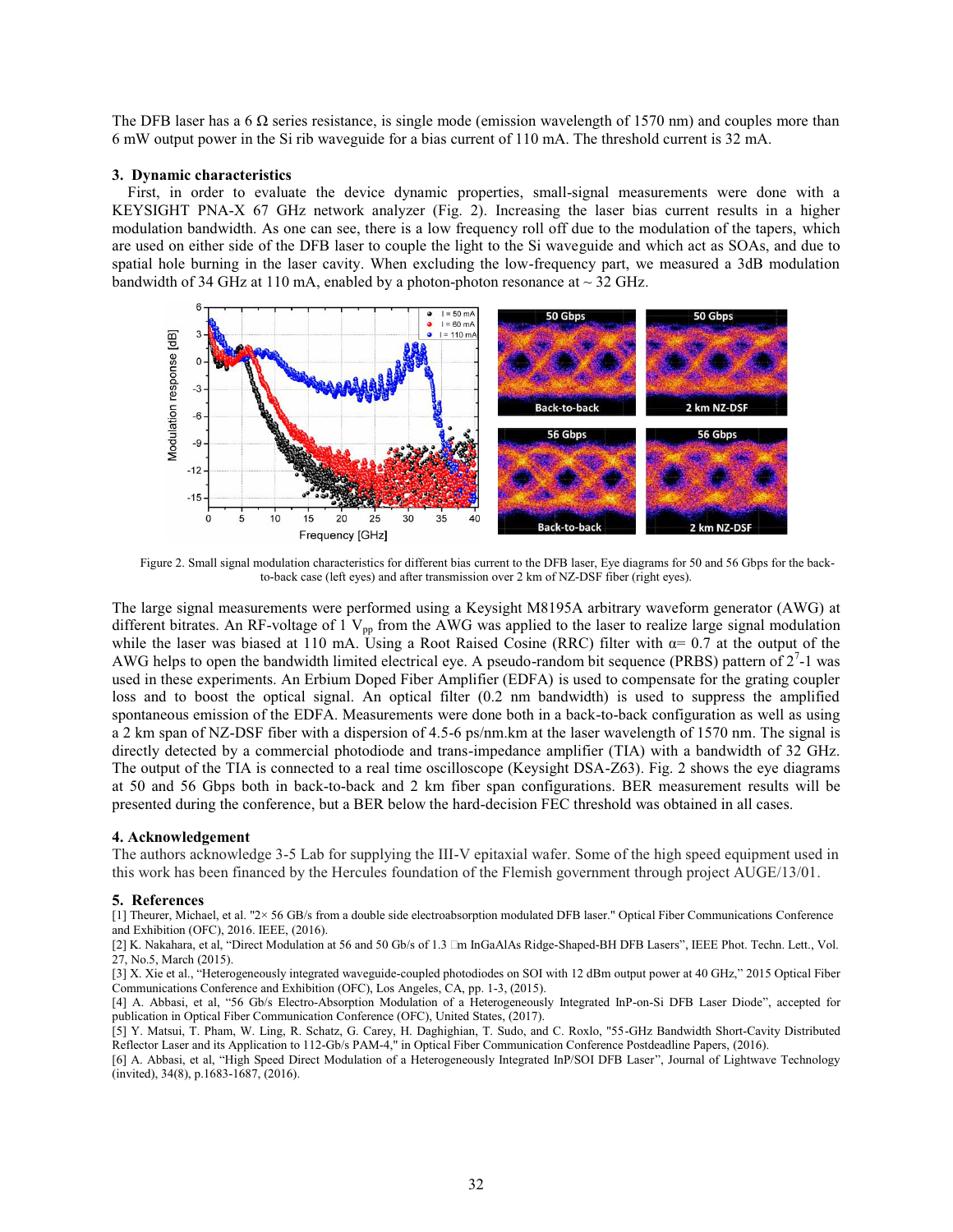The DFB laser has a 6 Ω series resistance, is single mode (emission wavelength of 1570 nm) and couples more than 6 mW output power in the Si rib waveguide for a bias current of 110 mA. The threshold current is 32 mA.

## 3. Dynamic characteristics

First, in order to evaluate the device dynamic properties, small-signal measurements were done with a KEYSIGHT PNA-X 67 GHz network analyzer (Fig. 2). Increasing the laser bias current results in a higher modulation bandwidth. As one can see, there is a low frequency roll off due to the modulation of the tapers, which are used on either side of the DFB laser to couple the light to the Si waveguide and which act as SOAs, and due to spatial hole burning in the laser cavity. When excluding the low-frequency part, we measured a 3dB modulation bandwidth of 34 GHz at 110 mA, enabled by a photon-photon resonance at ~ 32 GHz.

Modulation response [dB]

6
3
0
-3
-6
-9
-12
-15

0 5 10 15 20 25 30 35 40

Frequency [GHz]

I = 50 mA
I = 60 mA
I = 110 mA

50 Gbps
Back-to-back

50 Gbps
2 km NZ-DSF

56 Gbps
Back-to-back

56 Gbps
2 km NZ-DSF

Figure 2. Small signal modulation characteristics for different bias current to the DFB laser, Eye diagrams for 50 and 56 Gbps for the back-to-back case (left eyes) and after transmission over 2 km of NZ-DSF fiber (right eyes).

The large signal measurements were performed using a Keysight M8195A arbitrary waveform generator (AWG) at different bitrates. An RF-voltage of 1 $V_{pp}$ from the AWG was applied to the laser to realize large signal modulation while the laser was biased at 110 mA. Using a Root Raised Cosine (RRC) filter with α= 0.7 at the output of the AWG helps to open the bandwidth limited electrical eye. A pseudo-random bit sequence (PRBS) pattern of $2^7$-1 was used in these experiments. An Erbium Doped Fiber Amplifier (EDFA) is used to compensate for the grating coupler loss and to boost the optical signal. An optical filter (0.2 nm bandwidth) is used to suppress the amplified spontaneous emission of the EDFA. Measurements were done both in a back-to-back configuration as well as using a 2 km span of NZ-DSF fiber with a dispersion of 4.5-6 ps/nm.km at the laser wavelength of 1570 nm. The signal is directly detected by a commercial photodiode and trans-impedance amplifier (TIA) with a bandwidth of 32 GHz. The output of the TIA is connected to a real time oscilloscope (Keysight DSA-Z63). Fig. 2 shows the eye diagrams at 50 and 56 Gbps both in back-to-back and 2 km fiber span configurations. BER measurement results will be presented during the conference, but a BER below the hard-decision FEC threshold was obtained in all cases.

## 4. Acknowledgement

The authors acknowledge 3-5 Lab for supplying the III-V epitaxial wafer. Some of the high speed equipment used in this work has been financed by the Hercules foundation of the Flemish government through project AUGE/13/01.

## 5. References

[1] Theurer, Michael, et al. "2× 56 GB/s from a double side electroabsorption modulated DFB laser." Optical Fiber Communications Conference and Exhibition (OFC), 2016. IEEE, (2016).

[2] K. Nakahara, et al, "Direct Modulation at 56 and 50 Gb/s of 1.3 μm InGaAlAs Ridge-Shaped-BH DFB Lasers", IEEE Phot. Techn. Lett., Vol. 27, No.5, March (2015).

[3] X. Xie et al., "Heterogeneously integrated waveguide-coupled photodiodes on SOI with 12 dBm output power at 40 GHz," 2015 Optical Fiber Communications Conference and Exhibition (OFC), Los Angeles, CA, pp. 1-3, (2015).

[4] A. Abbasi, et al, "56 Gb/s Electro-Absorption Modulation of a Heterogeneously Integrated InP-on-Si DFB Laser Diode", accepted for publication in Optical Fiber Communication Conference (OFC), United States, (2017).

[5] Y. Matsui, T. Pham, W. Ling, R. Schatz, G. Carey, H. Daghighian, T. Sudo, and C. Roxlo, "55-GHz Bandwidth Short-Cavity Distributed Reflector Laser and its Application to 112-Gb/s PAM-4," in Optical Fiber Communication Conference Postdeadline Papers, (2016).

[6] A. Abbasi, et al, "High Speed Direct Modulation of a Heterogeneously Integrated InP/SOI DFB Laser", Journal of Lightwave Technology (invited), 34(8), p.1683-1687, (2016).